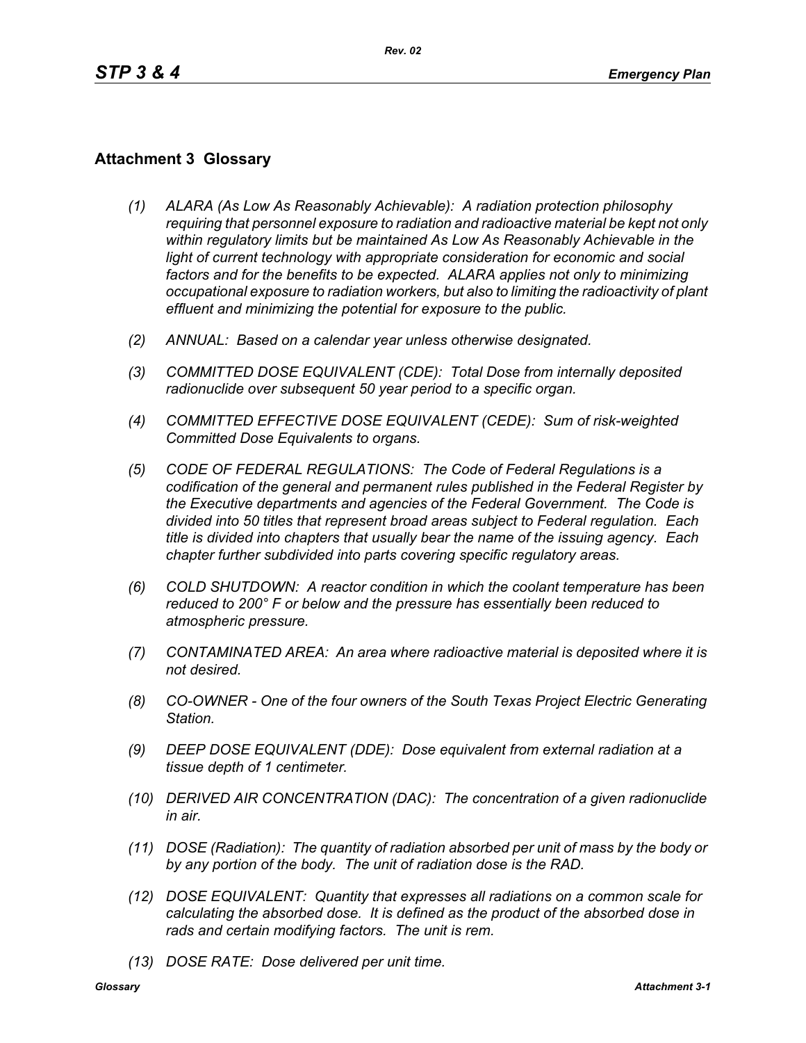## Attachment 3 Glossary

*(1) ALARA (As Low As Reasonably Achievable): A radiation protection philosophy requiring that personnel exposure to radiation and radioactive material be kept not only within regulatory limits but be maintained As Low As Reasonably Achievable in the light of current technology with appropriate consideration for economic and social factors and for the benefits to be expected. ALARA applies not only to minimizing occupational exposure to radiation workers, but also to limiting the radioactivity of plant effluent and minimizing the potential for exposure to the public.*

*(2) ANNUAL: Based on a calendar year unless otherwise designated.*

*(3) COMMITTED DOSE EQUIVALENT (CDE): Total Dose from internally deposited radionuclide over subsequent 50 year period to a specific organ.*

*(4) COMMITTED EFFECTIVE DOSE EQUIVALENT (CEDE): Sum of risk-weighted Committed Dose Equivalents to organs.*

*(5) CODE OF FEDERAL REGULATIONS: The Code of Federal Regulations is a codification of the general and permanent rules published in the Federal Register by the Executive departments and agencies of the Federal Government. The Code is divided into 50 titles that represent broad areas subject to Federal regulation. Each title is divided into chapters that usually bear the name of the issuing agency. Each chapter further subdivided into parts covering specific regulatory areas.*

*(6) COLD SHUTDOWN: A reactor condition in which the coolant temperature has been reduced to 200° F or below and the pressure has essentially been reduced to atmospheric pressure.*

*(7) CONTAMINATED AREA: An area where radioactive material is deposited where it is not desired.*

*(8) CO-OWNER - One of the four owners of the South Texas Project Electric Generating Station.*

*(9) DEEP DOSE EQUIVALENT (DDE): Dose equivalent from external radiation at a tissue depth of 1 centimeter.*

*(10) DERIVED AIR CONCENTRATION (DAC): The concentration of a given radionuclide in air.*

*(11) DOSE (Radiation): The quantity of radiation absorbed per unit of mass by the body or by any portion of the body. The unit of radiation dose is the RAD.*

*(12) DOSE EQUIVALENT: Quantity that expresses all radiations on a common scale for calculating the absorbed dose. It is defined as the product of the absorbed dose in rads and certain modifying factors. The unit is rem.*

*(13) DOSE RATE: Dose delivered per unit time.*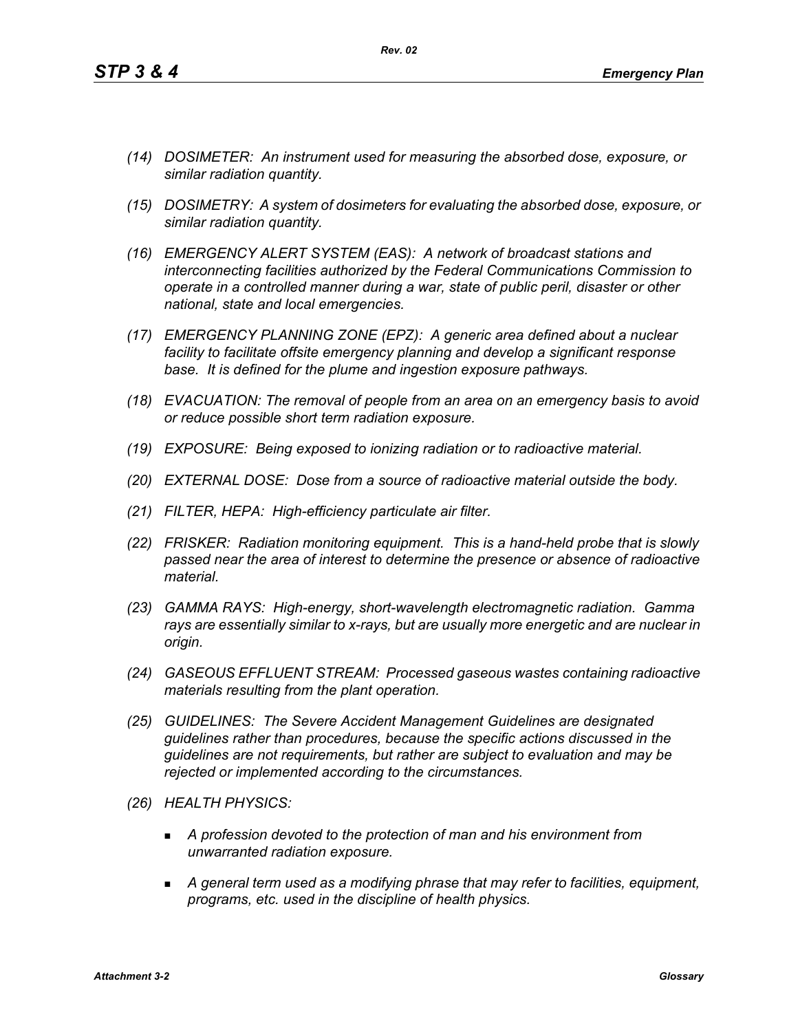*(14) DOSIMETER: An instrument used for measuring the absorbed dose, exposure, or similar radiation quantity.*

*(15) DOSIMETRY: A system of dosimeters for evaluating the absorbed dose, exposure, or similar radiation quantity.*

*(16) EMERGENCY ALERT SYSTEM (EAS): A network of broadcast stations and interconnecting facilities authorized by the Federal Communications Commission to operate in a controlled manner during a war, state of public peril, disaster or other national, state and local emergencies.*

*(17) EMERGENCY PLANNING ZONE (EPZ): A generic area defined about a nuclear facility to facilitate offsite emergency planning and develop a significant response base. It is defined for the plume and ingestion exposure pathways.*

*(18) EVACUATION: The removal of people from an area on an emergency basis to avoid or reduce possible short term radiation exposure.*

*(19) EXPOSURE: Being exposed to ionizing radiation or to radioactive material.*

*(20) EXTERNAL DOSE: Dose from a source of radioactive material outside the body.*

*(21) FILTER, HEPA: High-efficiency particulate air filter.*

*(22) FRISKER: Radiation monitoring equipment. This is a hand-held probe that is slowly passed near the area of interest to determine the presence or absence of radioactive material.*

*(23) GAMMA RAYS: High-energy, short-wavelength electromagnetic radiation. Gamma rays are essentially similar to x-rays, but are usually more energetic and are nuclear in origin.*

*(24) GASEOUS EFFLUENT STREAM: Processed gaseous wastes containing radioactive materials resulting from the plant operation.*

*(25) GUIDELINES: The Severe Accident Management Guidelines are designated guidelines rather than procedures, because the specific actions discussed in the guidelines are not requirements, but rather are subject to evaluation and may be rejected or implemented according to the circumstances.*

*(26) HEALTH PHYSICS:*

- *A profession devoted to the protection of man and his environment from unwarranted radiation exposure.*
- *A general term used as a modifying phrase that may refer to facilities, equipment, programs, etc. used in the discipline of health physics.*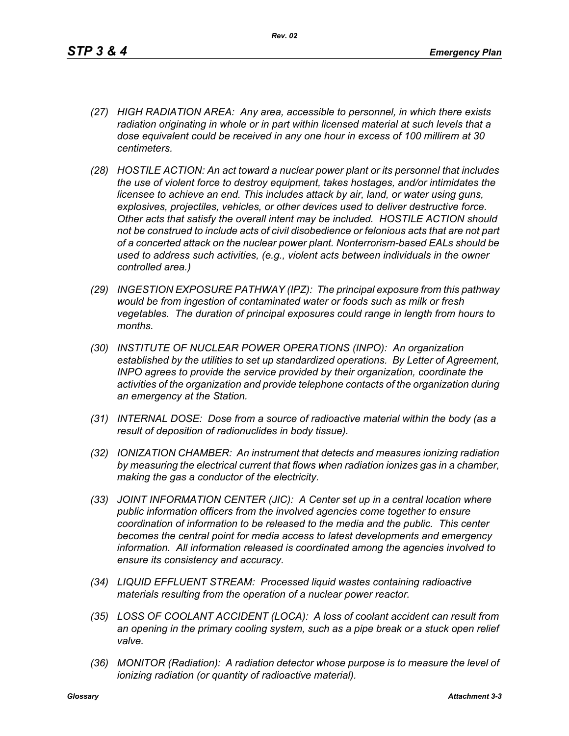*(27) HIGH RADIATION AREA: Any area, accessible to personnel, in which there exists radiation originating in whole or in part within licensed material at such levels that a dose equivalent could be received in any one hour in excess of 100 millirem at 30 centimeters.*

*(28) HOSTILE ACTION: An act toward a nuclear power plant or its personnel that includes the use of violent force to destroy equipment, takes hostages, and/or intimidates the licensee to achieve an end. This includes attack by air, land, or water using guns, explosives, projectiles, vehicles, or other devices used to deliver destructive force. Other acts that satisfy the overall intent may be included. HOSTILE ACTION should not be construed to include acts of civil disobedience or felonious acts that are not part of a concerted attack on the nuclear power plant. Nonterrorism-based EALs should be used to address such activities, (e.g., violent acts between individuals in the owner controlled area.)*

*(29) INGESTION EXPOSURE PATHWAY (IPZ): The principal exposure from this pathway would be from ingestion of contaminated water or foods such as milk or fresh vegetables. The duration of principal exposures could range in length from hours to months.*

*(30) INSTITUTE OF NUCLEAR POWER OPERATIONS (INPO): An organization established by the utilities to set up standardized operations. By Letter of Agreement, INPO agrees to provide the service provided by their organization, coordinate the activities of the organization and provide telephone contacts of the organization during an emergency at the Station.*

*(31) INTERNAL DOSE: Dose from a source of radioactive material within the body (as a result of deposition of radionuclides in body tissue).*

*(32) IONIZATION CHAMBER: An instrument that detects and measures ionizing radiation by measuring the electrical current that flows when radiation ionizes gas in a chamber, making the gas a conductor of the electricity.*

*(33) JOINT INFORMATION CENTER (JIC): A Center set up in a central location where public information officers from the involved agencies come together to ensure coordination of information to be released to the media and the public. This center becomes the central point for media access to latest developments and emergency information. All information released is coordinated among the agencies involved to ensure its consistency and accuracy.*

*(34) LIQUID EFFLUENT STREAM: Processed liquid wastes containing radioactive materials resulting from the operation of a nuclear power reactor.*

*(35) LOSS OF COOLANT ACCIDENT (LOCA): A loss of coolant accident can result from an opening in the primary cooling system, such as a pipe break or a stuck open relief valve.*

*(36) MONITOR (Radiation): A radiation detector whose purpose is to measure the level of ionizing radiation (or quantity of radioactive material).*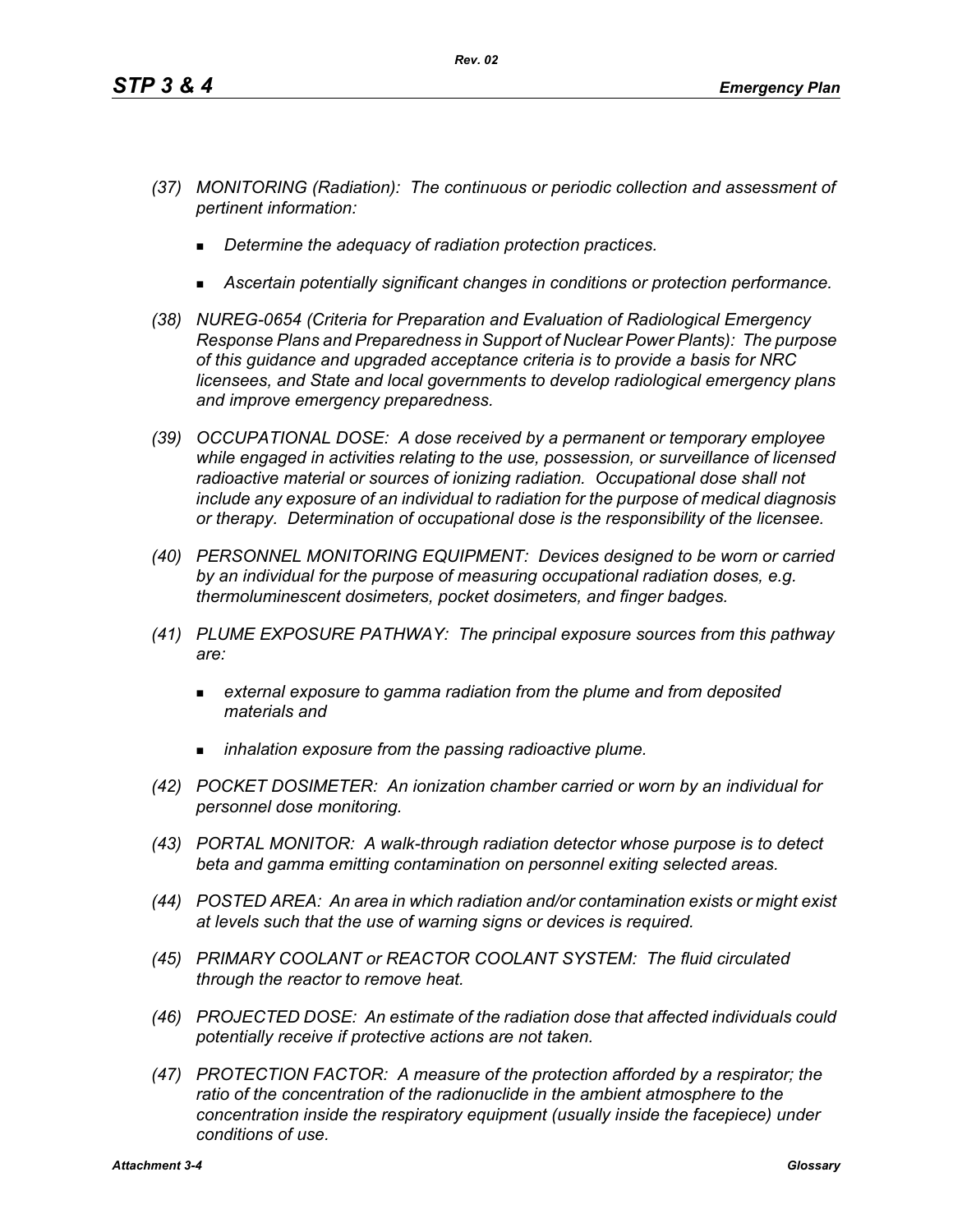*(37) MONITORING (Radiation): The continuous or periodic collection and assessment of pertinent information:*

- *Determine the adequacy of radiation protection practices.*
- *Ascertain potentially significant changes in conditions or protection performance.*

*(38) NUREG-0654 (Criteria for Preparation and Evaluation of Radiological Emergency Response Plans and Preparedness in Support of Nuclear Power Plants): The purpose of this guidance and upgraded acceptance criteria is to provide a basis for NRC licensees, and State and local governments to develop radiological emergency plans and improve emergency preparedness.*

*(39) OCCUPATIONAL DOSE: A dose received by a permanent or temporary employee while engaged in activities relating to the use, possession, or surveillance of licensed radioactive material or sources of ionizing radiation. Occupational dose shall not include any exposure of an individual to radiation for the purpose of medical diagnosis or therapy. Determination of occupational dose is the responsibility of the licensee.*

*(40) PERSONNEL MONITORING EQUIPMENT: Devices designed to be worn or carried by an individual for the purpose of measuring occupational radiation doses, e.g. thermoluminescent dosimeters, pocket dosimeters, and finger badges.*

*(41) PLUME EXPOSURE PATHWAY: The principal exposure sources from this pathway are:*

- *external exposure to gamma radiation from the plume and from deposited materials and*
- *inhalation exposure from the passing radioactive plume.*

*(42) POCKET DOSIMETER: An ionization chamber carried or worn by an individual for personnel dose monitoring.*

*(43) PORTAL MONITOR: A walk-through radiation detector whose purpose is to detect beta and gamma emitting contamination on personnel exiting selected areas.*

*(44) POSTED AREA: An area in which radiation and/or contamination exists or might exist at levels such that the use of warning signs or devices is required.*

*(45) PRIMARY COOLANT or REACTOR COOLANT SYSTEM: The fluid circulated through the reactor to remove heat.*

*(46) PROJECTED DOSE: An estimate of the radiation dose that affected individuals could potentially receive if protective actions are not taken.*

*(47) PROTECTION FACTOR: A measure of the protection afforded by a respirator; the ratio of the concentration of the radionuclide in the ambient atmosphere to the concentration inside the respiratory equipment (usually inside the facepiece) under conditions of use.*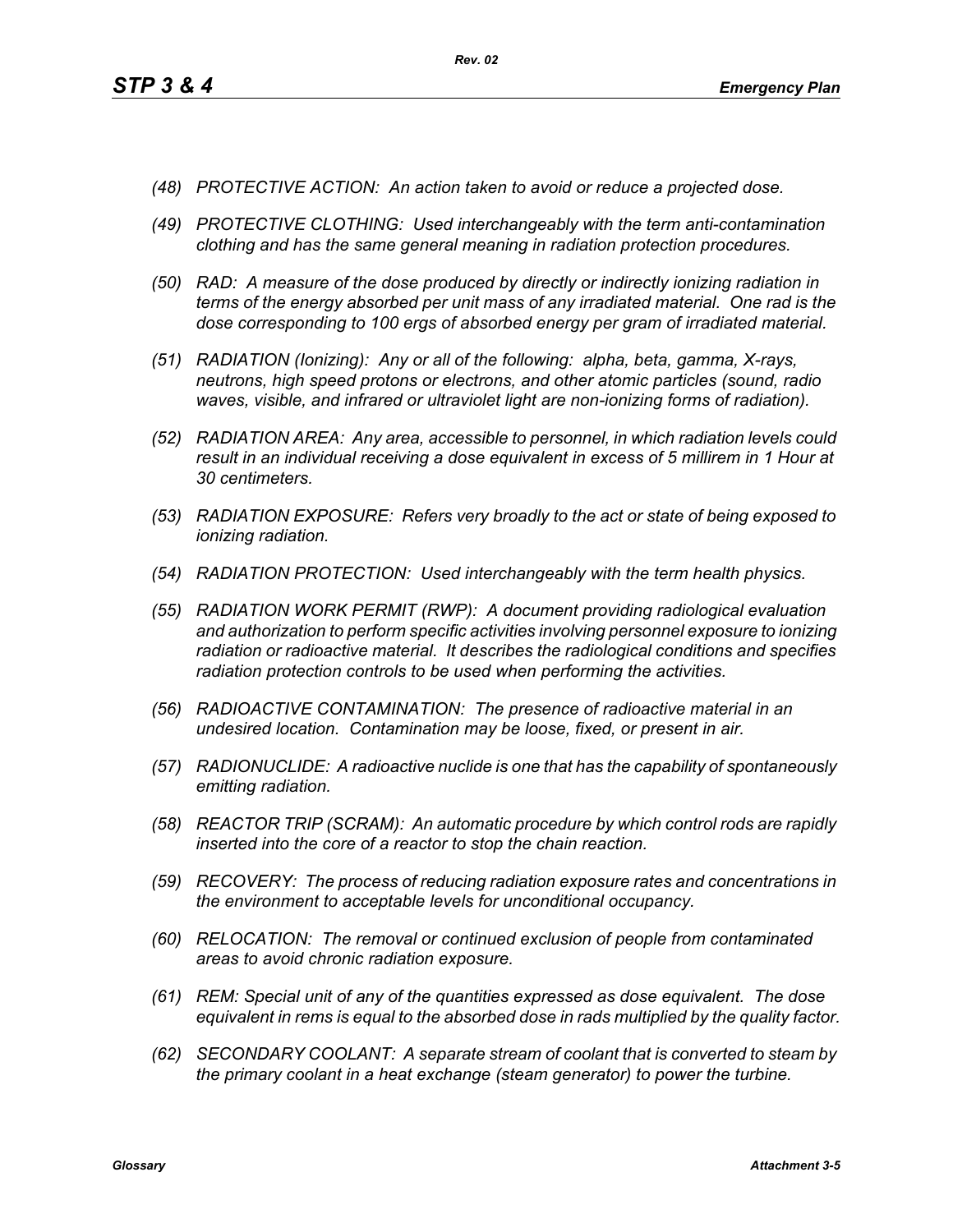*(48) PROTECTIVE ACTION: An action taken to avoid or reduce a projected dose.*

*(49) PROTECTIVE CLOTHING: Used interchangeably with the term anti-contamination clothing and has the same general meaning in radiation protection procedures.*

*(50) RAD: A measure of the dose produced by directly or indirectly ionizing radiation in terms of the energy absorbed per unit mass of any irradiated material. One rad is the dose corresponding to 100 ergs of absorbed energy per gram of irradiated material.*

*(51) RADIATION (Ionizing): Any or all of the following: alpha, beta, gamma, X-rays, neutrons, high speed protons or electrons, and other atomic particles (sound, radio waves, visible, and infrared or ultraviolet light are non-ionizing forms of radiation).*

*(52) RADIATION AREA: Any area, accessible to personnel, in which radiation levels could result in an individual receiving a dose equivalent in excess of 5 millirem in 1 Hour at 30 centimeters.*

*(53) RADIATION EXPOSURE: Refers very broadly to the act or state of being exposed to ionizing radiation.*

*(54) RADIATION PROTECTION: Used interchangeably with the term health physics.*

*(55) RADIATION WORK PERMIT (RWP): A document providing radiological evaluation and authorization to perform specific activities involving personnel exposure to ionizing radiation or radioactive material. It describes the radiological conditions and specifies radiation protection controls to be used when performing the activities.*

*(56) RADIOACTIVE CONTAMINATION: The presence of radioactive material in an undesired location. Contamination may be loose, fixed, or present in air.*

*(57) RADIONUCLIDE: A radioactive nuclide is one that has the capability of spontaneously emitting radiation.*

*(58) REACTOR TRIP (SCRAM): An automatic procedure by which control rods are rapidly inserted into the core of a reactor to stop the chain reaction.*

*(59) RECOVERY: The process of reducing radiation exposure rates and concentrations in the environment to acceptable levels for unconditional occupancy.*

*(60) RELOCATION: The removal or continued exclusion of people from contaminated areas to avoid chronic radiation exposure.*

*(61) REM: Special unit of any of the quantities expressed as dose equivalent. The dose equivalent in rems is equal to the absorbed dose in rads multiplied by the quality factor.*

*(62) SECONDARY COOLANT: A separate stream of coolant that is converted to steam by the primary coolant in a heat exchange (steam generator) to power the turbine.*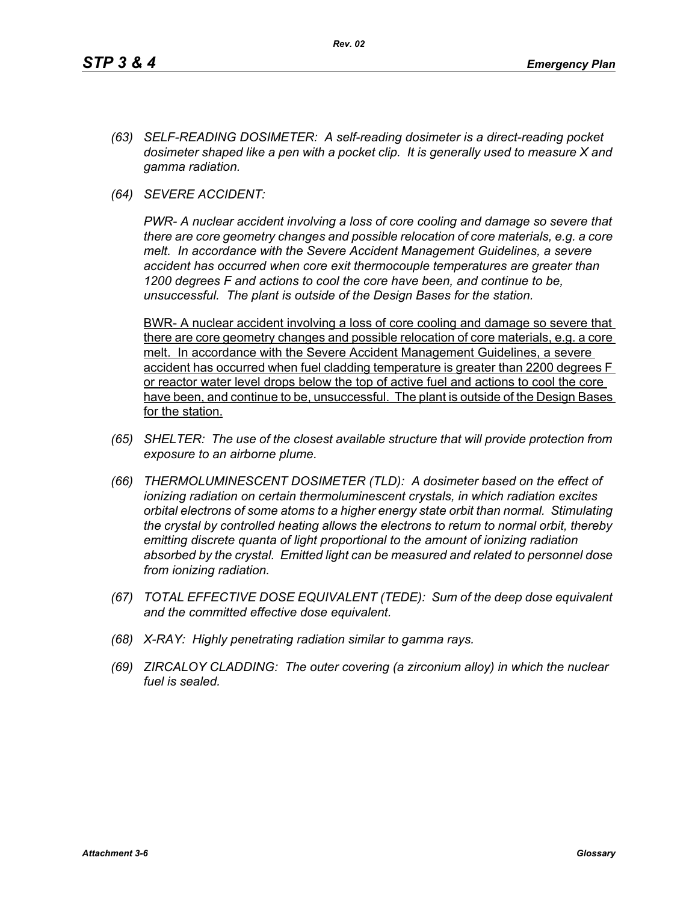*(63) SELF-READING DOSIMETER: A self-reading dosimeter is a direct-reading pocket dosimeter shaped like a pen with a pocket clip. It is generally used to measure X and gamma radiation.*

*(64) SEVERE ACCIDENT:*

*PWR- A nuclear accident involving a loss of core cooling and damage so severe that there are core geometry changes and possible relocation of core materials, e.g. a core melt. In accordance with the Severe Accident Management Guidelines, a severe accident has occurred when core exit thermocouple temperatures are greater than 1200 degrees F and actions to cool the core have been, and continue to be, unsuccessful. The plant is outside of the Design Bases for the station.*

<u>BWR- A nuclear accident involving a loss of core cooling and damage so severe that there are core geometry changes and possible relocation of core materials, e.g. a core melt. In accordance with the Severe Accident Management Guidelines, a severe accident has occurred when fuel cladding temperature is greater than 2200 degrees F or reactor water level drops below the top of active fuel and actions to cool the core have been, and continue to be, unsuccessful. The plant is outside of the Design Bases for the station.</u>

*(65) SHELTER: The use of the closest available structure that will provide protection from exposure to an airborne plume.*

*(66) THERMOLUMINESCENT DOSIMETER (TLD): A dosimeter based on the effect of ionizing radiation on certain thermoluminescent crystals, in which radiation excites orbital electrons of some atoms to a higher energy state orbit than normal. Stimulating the crystal by controlled heating allows the electrons to return to normal orbit, thereby emitting discrete quanta of light proportional to the amount of ionizing radiation absorbed by the crystal. Emitted light can be measured and related to personnel dose from ionizing radiation.*

*(67) TOTAL EFFECTIVE DOSE EQUIVALENT (TEDE): Sum of the deep dose equivalent and the committed effective dose equivalent.*

*(68) X-RAY: Highly penetrating radiation similar to gamma rays.*

*(69) ZIRCALOY CLADDING: The outer covering (a zirconium alloy) in which the nuclear fuel is sealed.*